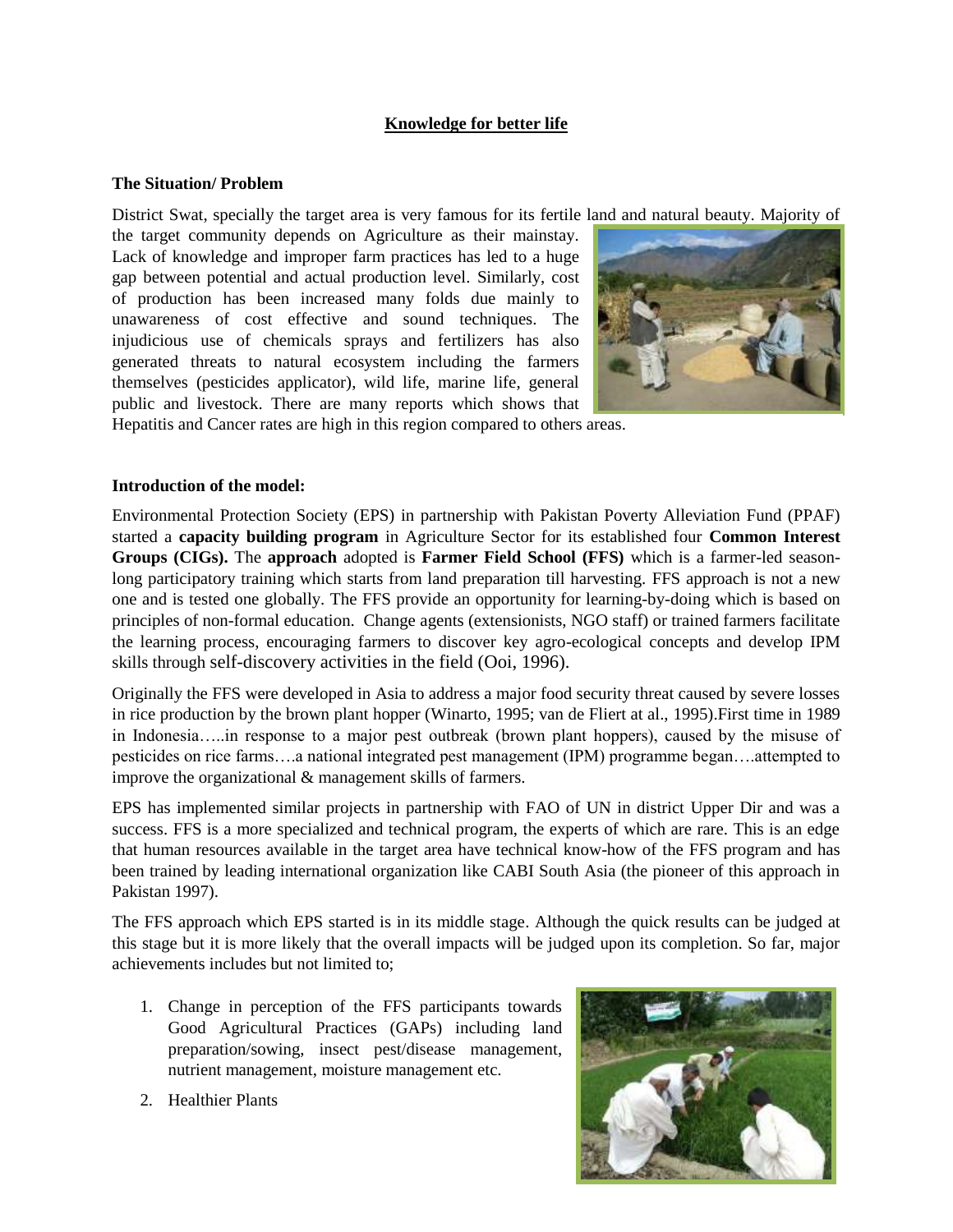**Knowledge for better life**

**The Situation/ Problem**

District Swat, specially the target area is very famous for its fertile land and natural beauty. Majority of the target community depends on Agriculture as their mainstay. Lack of knowledge and improper farm practices has led to a huge gap between potential and actual production level. Similarly, cost of production has been increased many folds due mainly to unawareness of cost effective and sound techniques. The injudicious use of chemicals sprays and fertilizers has also generated threats to natural ecosystem including the farmers themselves (pesticides applicator), wild life, marine life, general public and livestock. There are many reports which shows that Hepatitis and Cancer rates are high in this region compared to others areas.

**Introduction of the model:**

Environmental Protection Society (EPS) in partnership with Pakistan Poverty Alleviation Fund (PPAF) started a **capacity building program** in Agriculture Sector for its established four **Common Interest Groups (CIGs).** The **approach** adopted is **Farmer Field School (FFS)** which is a farmer-led season-long participatory training which starts from land preparation till harvesting. FFS approach is not a new one and is tested one globally. The FFS provide an opportunity for learning-by-doing which is based on principles of non-formal education. Change agents (extensionists, NGO staff) or trained farmers facilitate the learning process, encouraging farmers to discover key agro-ecological concepts and develop IPM skills through self-discovery activities in the field (Ooi, 1996).

Originally the FFS were developed in Asia to address a major food security threat caused by severe losses in rice production by the brown plant hopper (Winarto, 1995; van de Fliert at al., 1995).First time in 1989 in Indonesia…..in response to a major pest outbreak (brown plant hoppers), caused by the misuse of pesticides on rice farms….a national integrated pest management (IPM) programme began….attempted to improve the organizational & management skills of farmers.

EPS has implemented similar projects in partnership with FAO of UN in district Upper Dir and was a success. FFS is a more specialized and technical program, the experts of which are rare. This is an edge that human resources available in the target area have technical know-how of the FFS program and has been trained by leading international organization like CABI South Asia (the pioneer of this approach in Pakistan 1997).

The FFS approach which EPS started is in its middle stage. Although the quick results can be judged at this stage but it is more likely that the overall impacts will be judged upon its completion. So far, major achievements includes but not limited to;

1. Change in perception of the FFS participants towards Good Agricultural Practices (GAPs) including land preparation/sowing, insect pest/disease management, nutrient management, moisture management etc.
2. Healthier Plants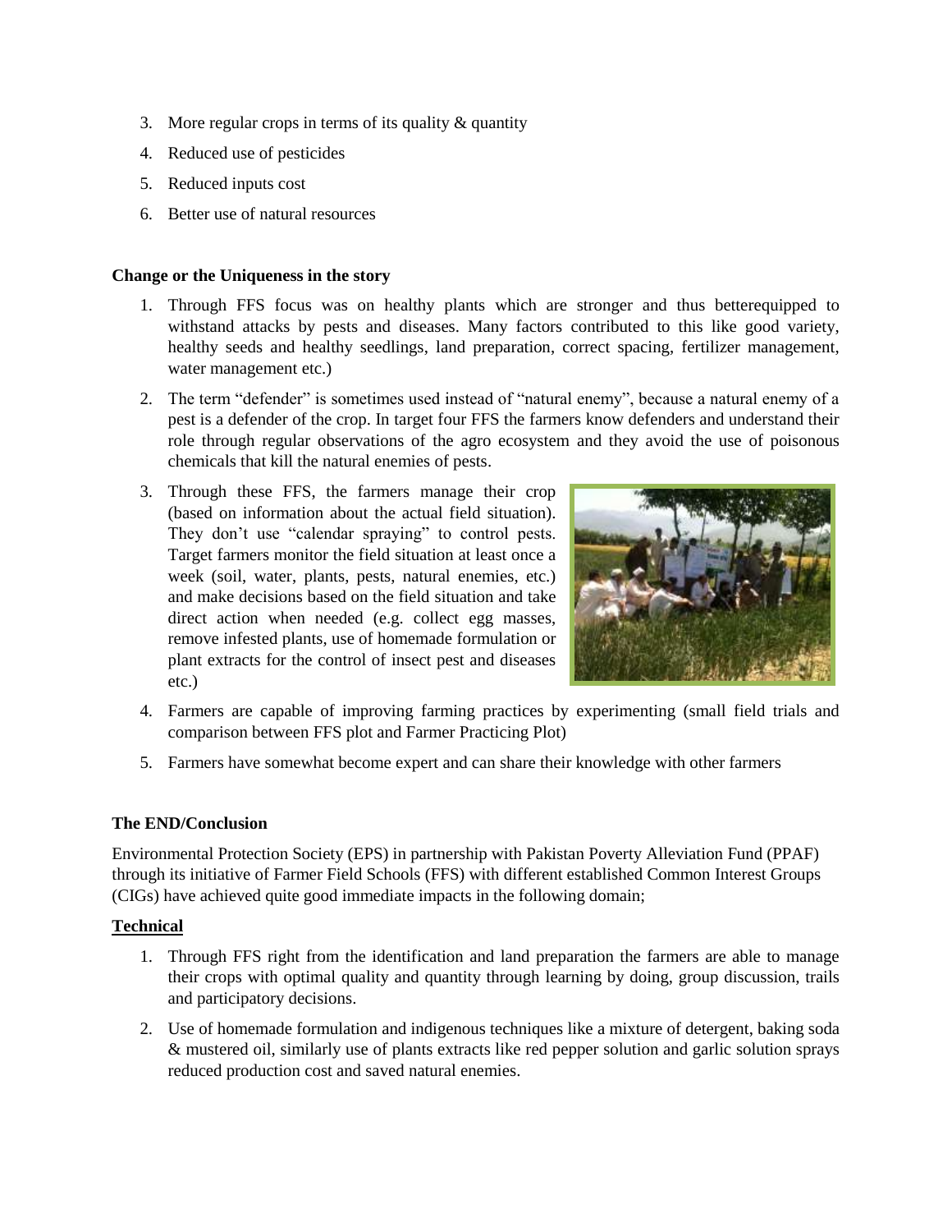3. More regular crops in terms of its quality & quantity
4. Reduced use of pesticides
5. Reduced inputs cost
6. Better use of natural resources

**Change or the Uniqueness in the story**

1. Through FFS focus was on healthy plants which are stronger and thus betterequipped to withstand attacks by pests and diseases. Many factors contributed to this like good variety, healthy seeds and healthy seedlings, land preparation, correct spacing, fertilizer management, water management etc.)
2. The term "defender" is sometimes used instead of "natural enemy", because a natural enemy of a pest is a defender of the crop. In target four FFS the farmers know defenders and understand their role through regular observations of the agro ecosystem and they avoid the use of poisonous chemicals that kill the natural enemies of pests.
3. Through these FFS, the farmers manage their crop (based on information about the actual field situation). They don't use "calendar spraying" to control pests. Target farmers monitor the field situation at least once a week (soil, water, plants, pests, natural enemies, etc.) and make decisions based on the field situation and take direct action when needed (e.g. collect egg masses, remove infested plants, use of homemade formulation or plant extracts for the control of insect pest and diseases etc.)
4. Farmers are capable of improving farming practices by experimenting (small field trials and comparison between FFS plot and Farmer Practicing Plot)
5. Farmers have somewhat become expert and can share their knowledge with other farmers

**The END/Conclusion**

Environmental Protection Society (EPS) in partnership with Pakistan Poverty Alleviation Fund (PPAF) through its initiative of Farmer Field Schools (FFS) with different established Common Interest Groups (CIGs) have achieved quite good immediate impacts in the following domain;

**<u>Technical</u>**

1. Through FFS right from the identification and land preparation the farmers are able to manage their crops with optimal quality and quantity through learning by doing, group discussion, trails and participatory decisions.
2. Use of homemade formulation and indigenous techniques like a mixture of detergent, baking soda & mustered oil, similarly use of plants extracts like red pepper solution and garlic solution sprays reduced production cost and saved natural enemies.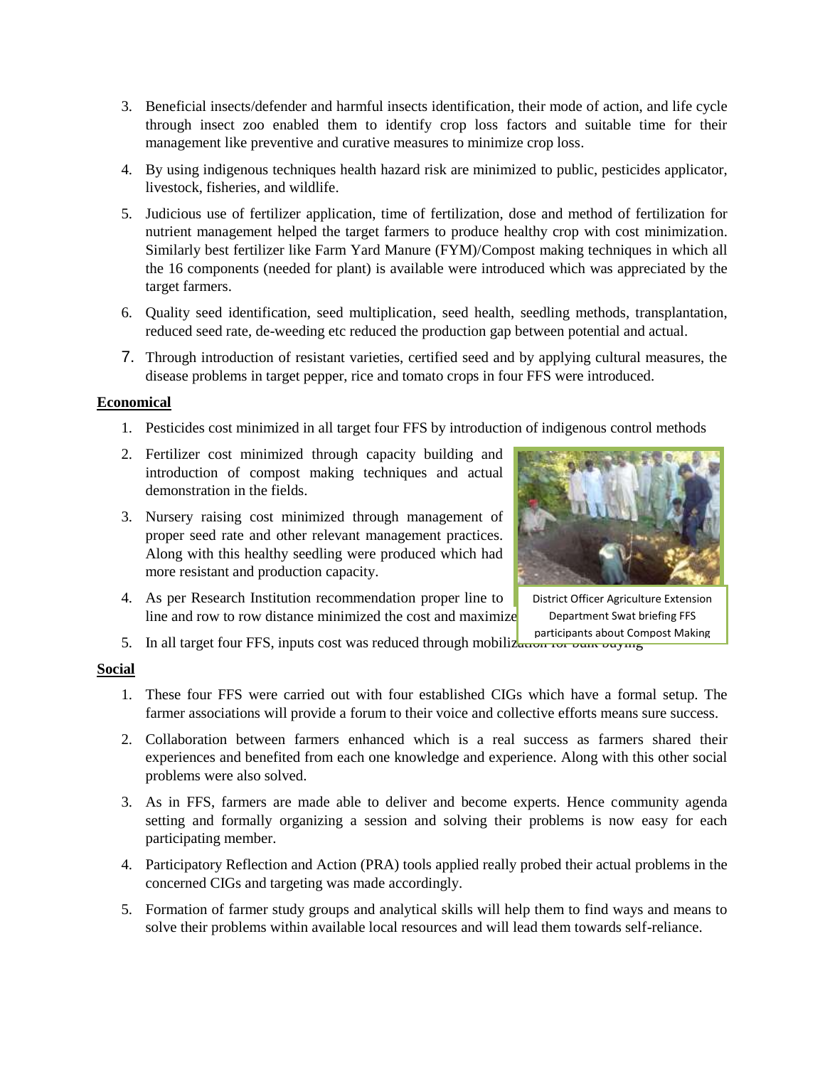3. Beneficial insects/defender and harmful insects identification, their mode of action, and life cycle through insect zoo enabled them to identify crop loss factors and suitable time for their management like preventive and curative measures to minimize crop loss.
4. By using indigenous techniques health hazard risk are minimized to public, pesticides applicator, livestock, fisheries, and wildlife.
5. Judicious use of fertilizer application, time of fertilization, dose and method of fertilization for nutrient management helped the target farmers to produce healthy crop with cost minimization. Similarly best fertilizer like Farm Yard Manure (FYM)/Compost making techniques in which all the 16 components (needed for plant) is available were introduced which was appreciated by the target farmers.
6. Quality seed identification, seed multiplication, seed health, seedling methods, transplantation, reduced seed rate, de-weeding etc reduced the production gap between potential and actual.
7. Through introduction of resistant varieties, certified seed and by applying cultural measures, the disease problems in target pepper, rice and tomato crops in four FFS were introduced.

**Economical**

1. Pesticides cost minimized in all target four FFS by introduction of indigenous control methods
2. Fertilizer cost minimized through capacity building and introduction of compost making techniques and actual demonstration in the fields.
3. Nursery raising cost minimized through management of proper seed rate and other relevant management practices. Along with this healthy seedling were produced which had more resistant and production capacity.
4. As per Research Institution recommendation proper line to line and row to row distance minimized the cost and maximize
5. In all target four FFS, inputs cost was reduced through mobilization for bulk buying

District Officer Agriculture Extension Department Swat briefing FFS participants about Compost Making

**Social**

1. These four FFS were carried out with four established CIGs which have a formal setup. The farmer associations will provide a forum to their voice and collective efforts means sure success.
2. Collaboration between farmers enhanced which is a real success as farmers shared their experiences and benefited from each one knowledge and experience. Along with this other social problems were also solved.
3. As in FFS, farmers are made able to deliver and become experts. Hence community agenda setting and formally organizing a session and solving their problems is now easy for each participating member.
4. Participatory Reflection and Action (PRA) tools applied really probed their actual problems in the concerned CIGs and targeting was made accordingly.
5. Formation of farmer study groups and analytical skills will help them to find ways and means to solve their problems within available local resources and will lead them towards self-reliance.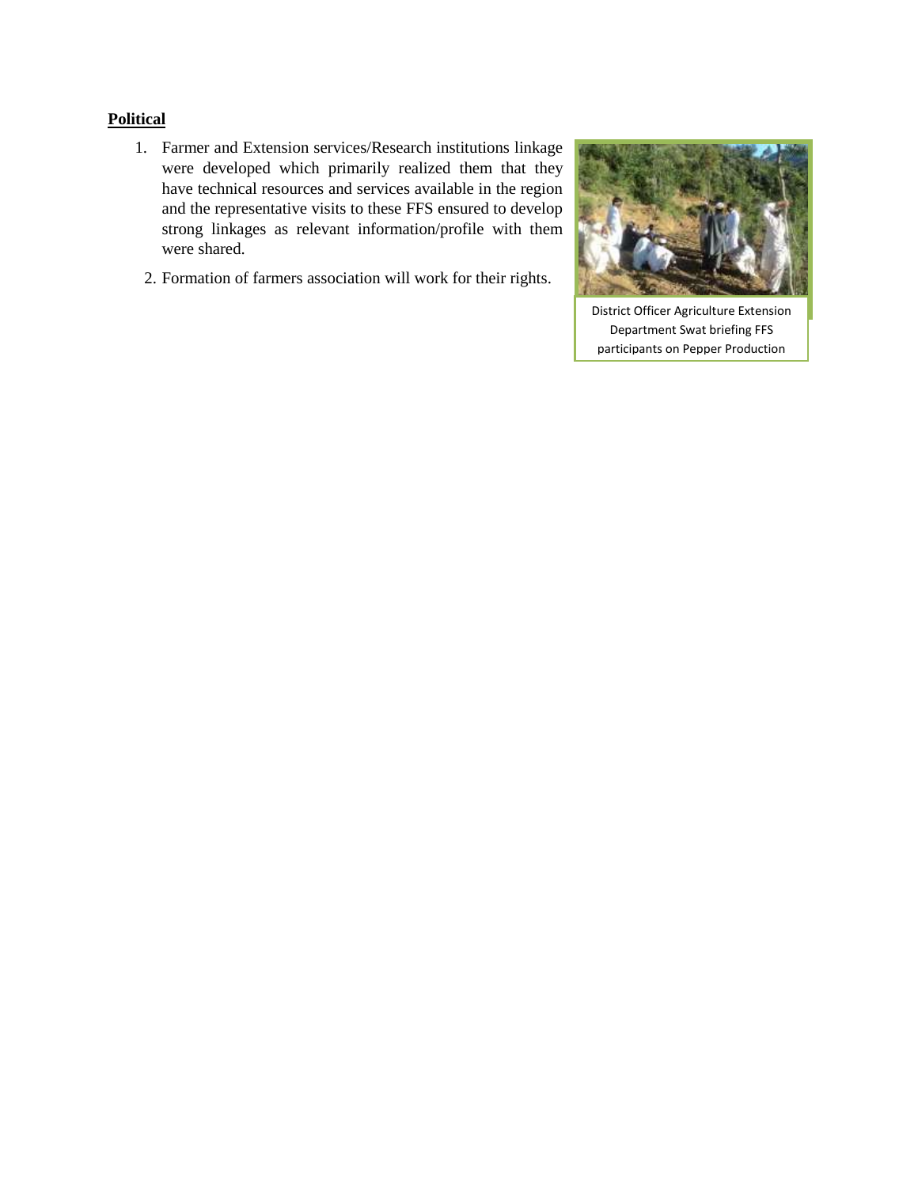**Political**

1. Farmer and Extension services/Research institutions linkage were developed which primarily realized them that they have technical resources and services available in the region and the representative visits to these FFS ensured to develop strong linkages as relevant information/profile with them were shared.
2. Formation of farmers association will work for their rights.

District Officer Agriculture Extension Department Swat briefing FFS participants on Pepper Production